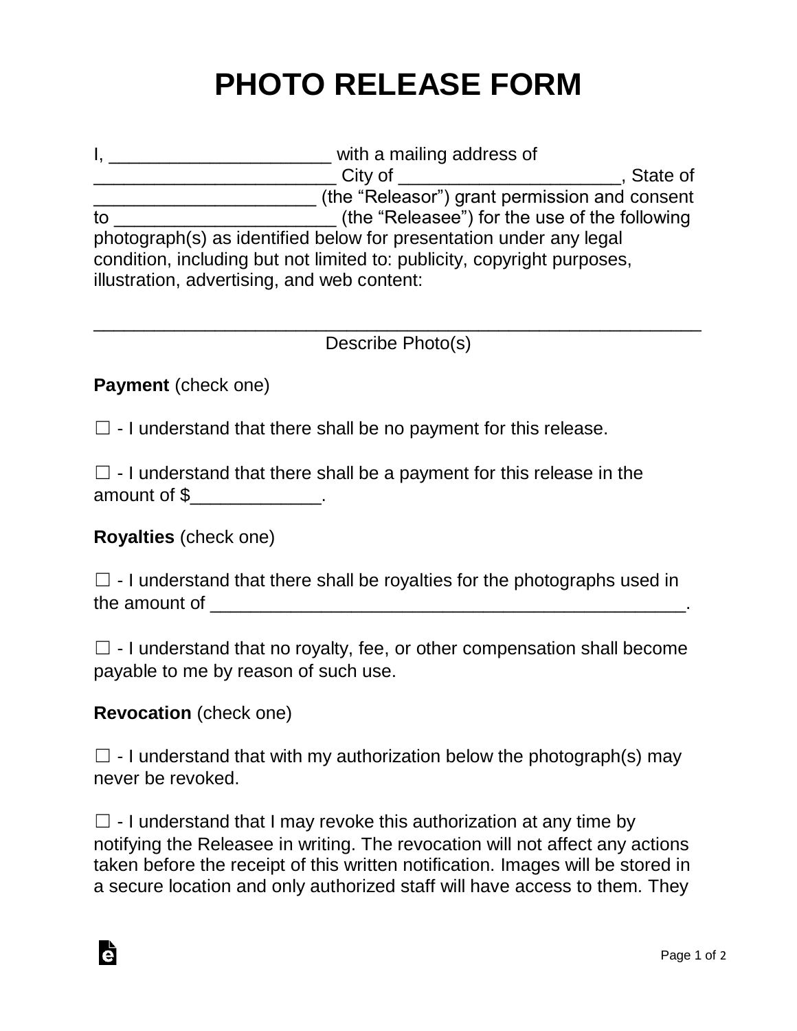# PHOTO RELEASE FORM

I, ______________________ with a mailing address of ________________________ City of ______________________, State of ______________________ (the "Releasor") grant permission and consent to ______________________ (the "Releasee") for the use of the following photograph(s) as identified below for presentation under any legal condition, including but not limited to: publicity, copyright purposes, illustration, advertising, and web content:

_____________________________________________________________

Describe Photo(s)

**Payment** (check one)

☐ - I understand that there shall be no payment for this release.

☐ - I understand that there shall be a payment for this release in the amount of $_____________.

**Royalties** (check one)

☐ - I understand that there shall be royalties for the photographs used in the amount of _________________________________________________.

☐ - I understand that no royalty, fee, or other compensation shall become payable to me by reason of such use.

**Revocation** (check one)

☐ - I understand that with my authorization below the photograph(s) may never be revoked.

☐ - I understand that I may revoke this authorization at any time by notifying the Releasee in writing. The revocation will not affect any actions taken before the receipt of this written notification. Images will be stored in a secure location and only authorized staff will have access to them. They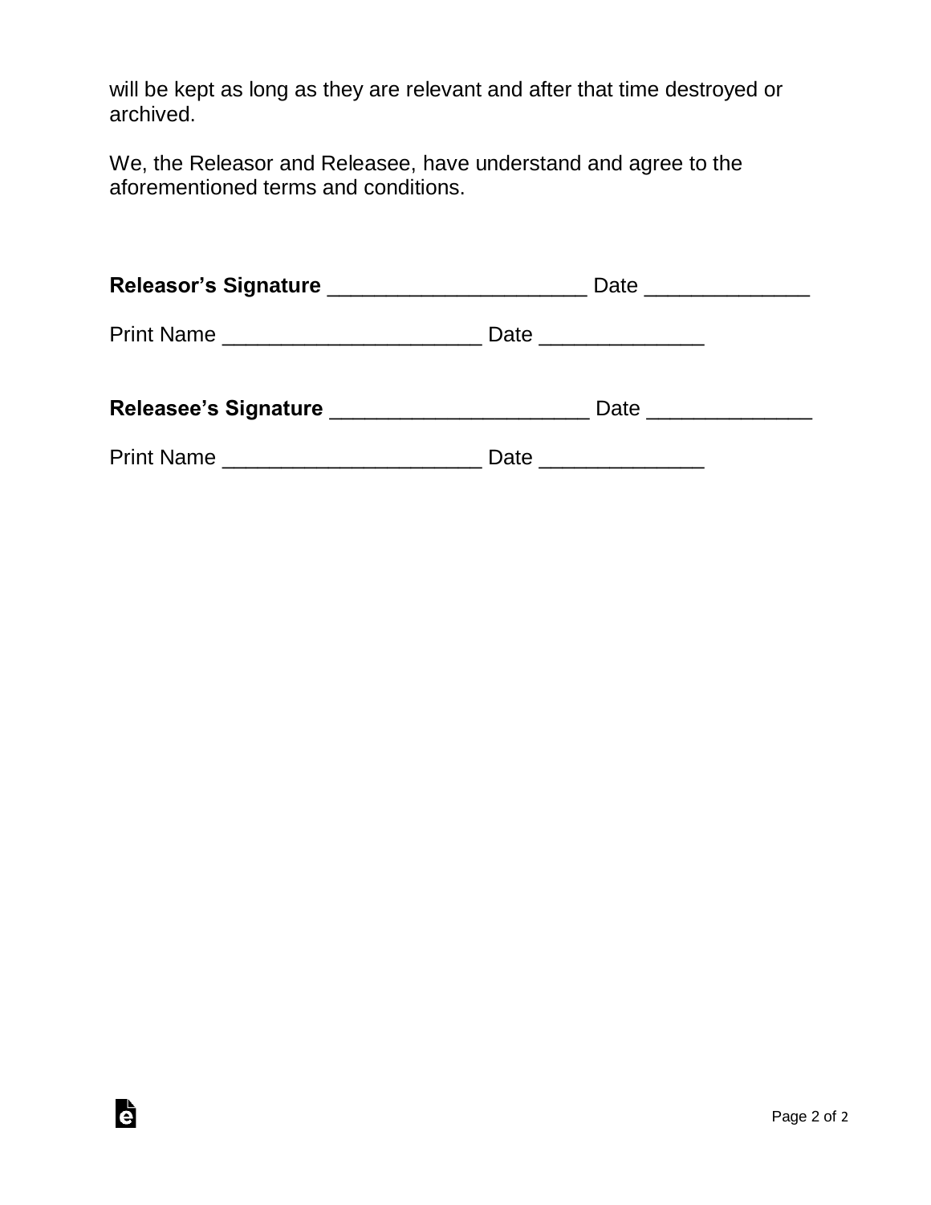will be kept as long as they are relevant and after that time destroyed or archived.

We, the Releasor and Releasee, have understand and agree to the aforementioned terms and conditions.

**Releasor's Signature** _____________________ Date _____________

Print Name _____________________ Date _____________

**Releasee's Signature** _____________________ Date _____________

Print Name _____________________ Date _____________